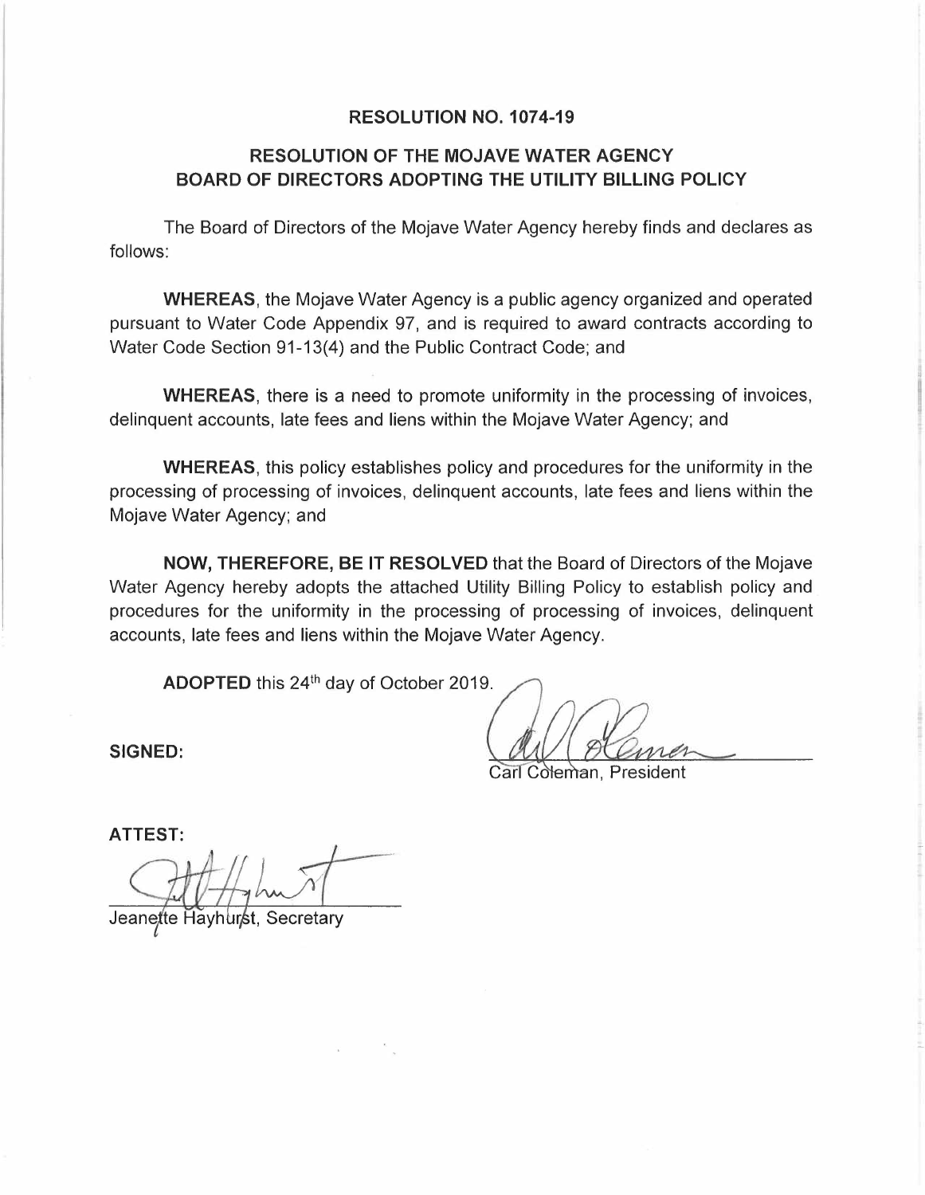# RESOLUTION NO. 1074-19

## RESOLUTION OF THE MOJAVE WATER AGENCY BOARD OF DIRECTORS ADOPTING THE UTILITY BILLING POLICY

The Board of Directors of the Mojave Water Agency hereby finds and declares as follows:

**WHEREAS**, the Mojave Water Agency is a public agency organized and operated pursuant to Water Code Appendix 97, and is required to award contracts according to Water Code Section 91-13(4) and the Public Contract Code; and

**WHEREAS**, there is a need to promote uniformity in the processing of invoices, delinquent accounts, late fees and liens within the Mojave Water Agency; and

**WHEREAS**, this policy establishes policy and procedures for the uniformity in the processing of processing of invoices, delinquent accounts, late fees and liens within the Mojave Water Agency; and

**NOW, THEREFORE, BE IT RESOLVED** that the Board of Directors of the Mojave Water Agency hereby adopts the attached Utility Billing Policy to establish policy and procedures for the uniformity in the processing of processing of invoices, delinquent accounts, late fees and liens within the Mojave Water Agency.

**ADOPTED** this 24th day of October 2019.

**SIGNED:**

Carl Coleman, President

**ATTEST:**

Jeanette Hayhurst, Secretary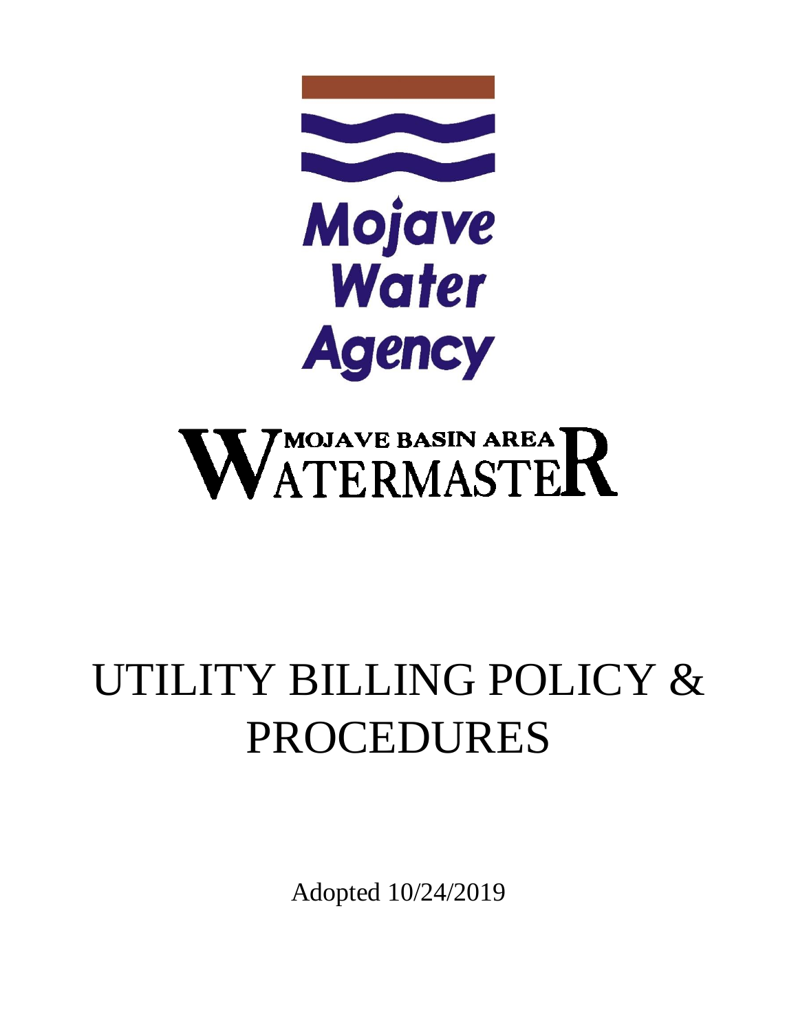Mojave Water Agency

MOJAVE BASIN AREA WATERMASTER

# UTILITY BILLING POLICY & PROCEDURES

Adopted 10/24/2019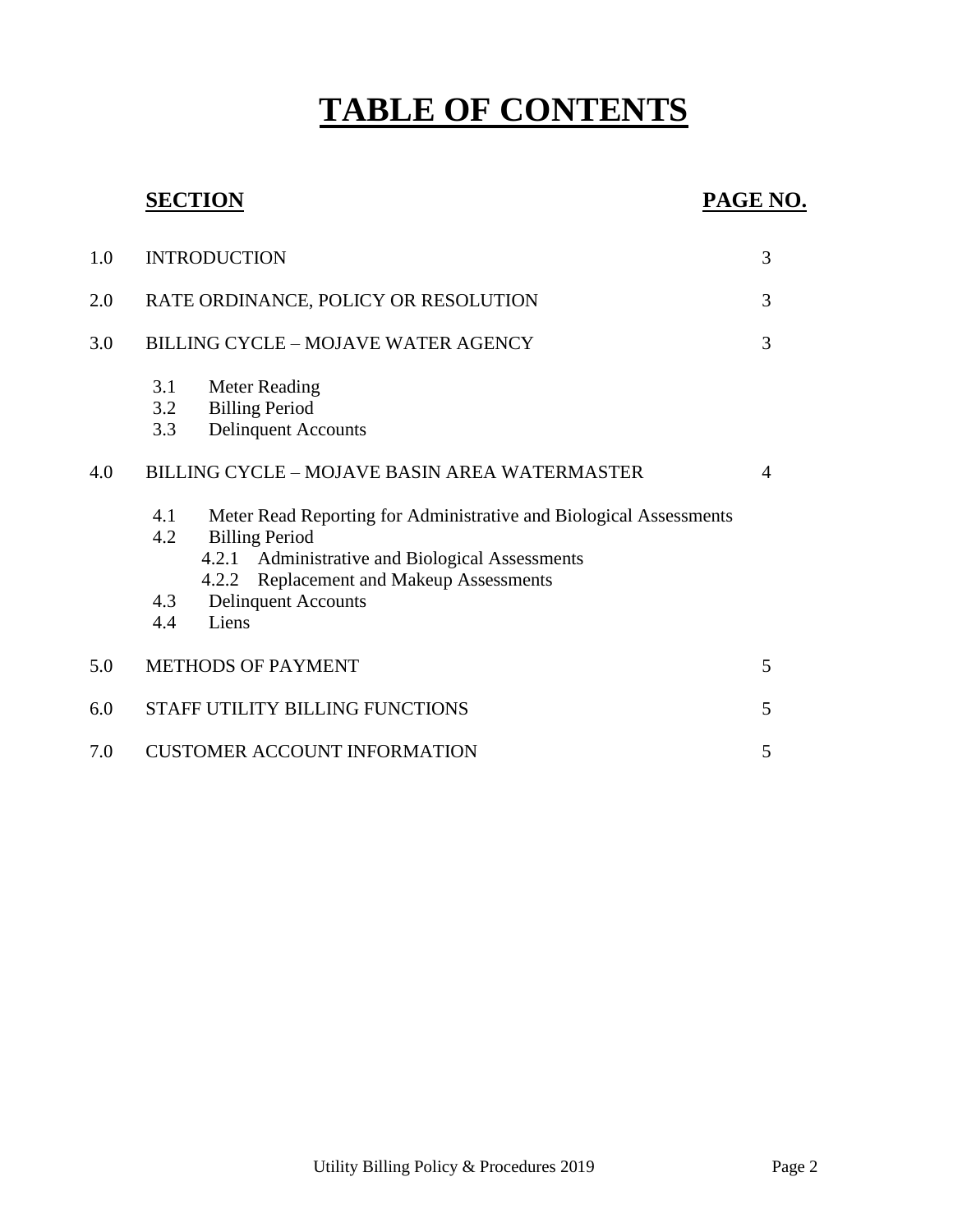# TABLE OF CONTENTS

| | SECTION | PAGE NO. |
|---|---|---|
| 1.0 | INTRODUCTION | 3 |
| 2.0 | RATE ORDINANCE, POLICY OR RESOLUTION | 3 |
| 3.0 | BILLING CYCLE – MOJAVE WATER AGENCY | 3 |
| | 3.1 Meter Reading | |
| | 3.2 Billing Period | |
| | 3.3 Delinquent Accounts | |
| 4.0 | BILLING CYCLE – MOJAVE BASIN AREA WATERMASTER | 4 |
| | 4.1 Meter Read Reporting for Administrative and Biological Assessments | |
| | 4.2 Billing Period | |
| | 4.2.1 Administrative and Biological Assessments | |
| | 4.2.2 Replacement and Makeup Assessments | |
| | 4.3 Delinquent Accounts | |
| | 4.4 Liens | |
| 5.0 | METHODS OF PAYMENT | 5 |
| 6.0 | STAFF UTILITY BILLING FUNCTIONS | 5 |
| 7.0 | CUSTOMER ACCOUNT INFORMATION | 5 |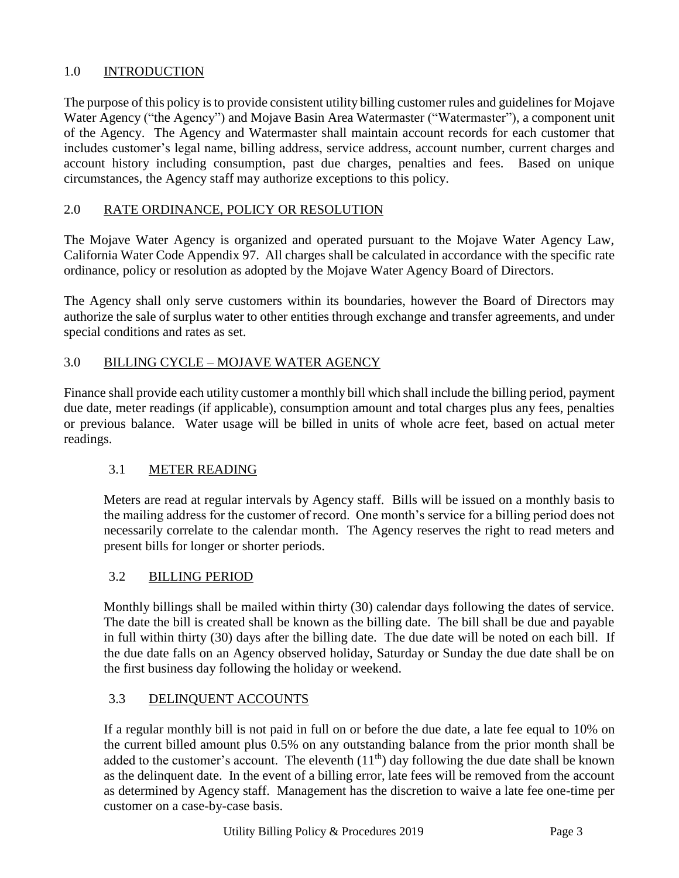## 1.0 INTRODUCTION

The purpose of this policy is to provide consistent utility billing customer rules and guidelines for Mojave Water Agency ("the Agency") and Mojave Basin Area Watermaster ("Watermaster"), a component unit of the Agency. The Agency and Watermaster shall maintain account records for each customer that includes customer's legal name, billing address, service address, account number, current charges and account history including consumption, past due charges, penalties and fees. Based on unique circumstances, the Agency staff may authorize exceptions to this policy.

## 2.0 RATE ORDINANCE, POLICY OR RESOLUTION

The Mojave Water Agency is organized and operated pursuant to the Mojave Water Agency Law, California Water Code Appendix 97. All charges shall be calculated in accordance with the specific rate ordinance, policy or resolution as adopted by the Mojave Water Agency Board of Directors.

The Agency shall only serve customers within its boundaries, however the Board of Directors may authorize the sale of surplus water to other entities through exchange and transfer agreements, and under special conditions and rates as set.

## 3.0 BILLING CYCLE – MOJAVE WATER AGENCY

Finance shall provide each utility customer a monthly bill which shall include the billing period, payment due date, meter readings (if applicable), consumption amount and total charges plus any fees, penalties or previous balance. Water usage will be billed in units of whole acre feet, based on actual meter readings.

### 3.1 METER READING

Meters are read at regular intervals by Agency staff. Bills will be issued on a monthly basis to the mailing address for the customer of record. One month's service for a billing period does not necessarily correlate to the calendar month. The Agency reserves the right to read meters and present bills for longer or shorter periods.

### 3.2 BILLING PERIOD

Monthly billings shall be mailed within thirty (30) calendar days following the dates of service. The date the bill is created shall be known as the billing date. The bill shall be due and payable in full within thirty (30) days after the billing date. The due date will be noted on each bill. If the due date falls on an Agency observed holiday, Saturday or Sunday the due date shall be on the first business day following the holiday or weekend.

### 3.3 DELINQUENT ACCOUNTS

If a regular monthly bill is not paid in full on or before the due date, a late fee equal to 10% on the current billed amount plus 0.5% on any outstanding balance from the prior month shall be added to the customer's account. The eleventh (11th) day following the due date shall be known as the delinquent date. In the event of a billing error, late fees will be removed from the account as determined by Agency staff. Management has the discretion to waive a late fee one-time per customer on a case-by-case basis.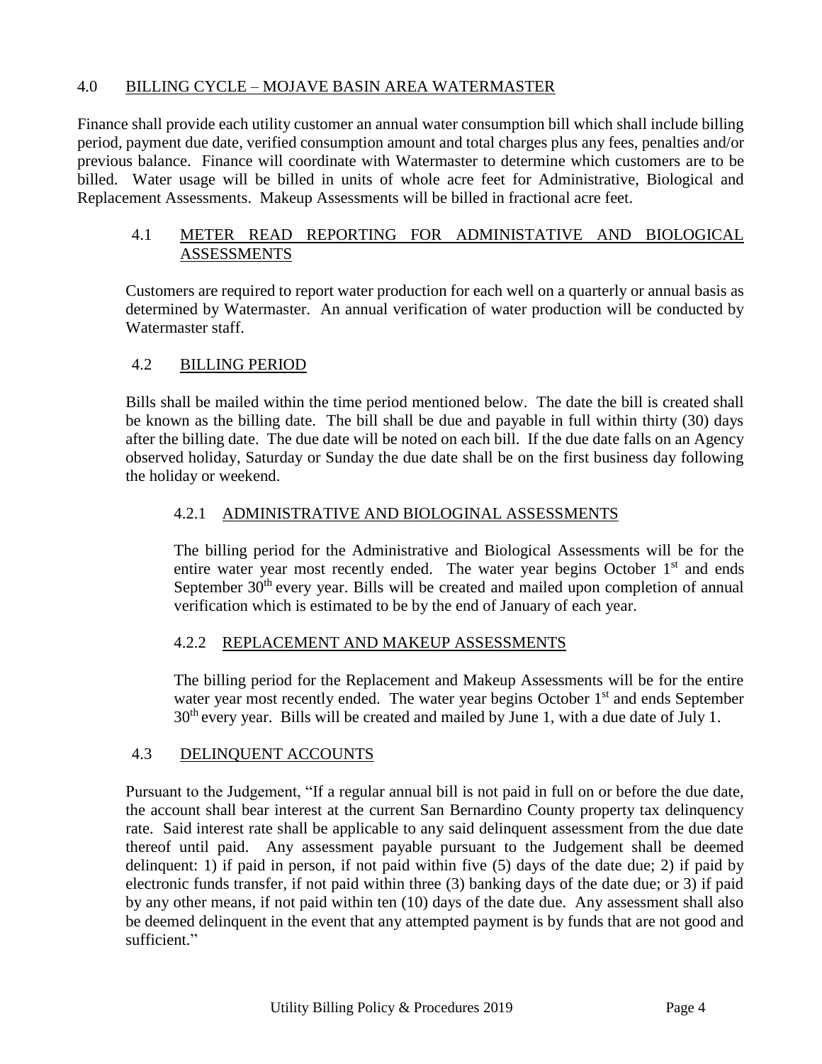## 4.0 BILLING CYCLE – MOJAVE BASIN AREA WATERMASTER

Finance shall provide each utility customer an annual water consumption bill which shall include billing period, payment due date, verified consumption amount and total charges plus any fees, penalties and/or previous balance. Finance will coordinate with Watermaster to determine which customers are to be billed. Water usage will be billed in units of whole acre feet for Administrative, Biological and Replacement Assessments. Makeup Assessments will be billed in fractional acre feet.

### 4.1 METER READ REPORTING FOR ADMINISTATIVE AND BIOLOGICAL ASSESSMENTS

Customers are required to report water production for each well on a quarterly or annual basis as determined by Watermaster. An annual verification of water production will be conducted by Watermaster staff.

### 4.2 BILLING PERIOD

Bills shall be mailed within the time period mentioned below. The date the bill is created shall be known as the billing date. The bill shall be due and payable in full within thirty (30) days after the billing date. The due date will be noted on each bill. If the due date falls on an Agency observed holiday, Saturday or Sunday the due date shall be on the first business day following the holiday or weekend.

#### 4.2.1 ADMINISTRATIVE AND BIOLOGINAL ASSESSMENTS

The billing period for the Administrative and Biological Assessments will be for the entire water year most recently ended. The water year begins October 1st and ends September 30th every year. Bills will be created and mailed upon completion of annual verification which is estimated to be by the end of January of each year.

#### 4.2.2 REPLACEMENT AND MAKEUP ASSESSMENTS

The billing period for the Replacement and Makeup Assessments will be for the entire water year most recently ended. The water year begins October 1st and ends September 30th every year. Bills will be created and mailed by June 1, with a due date of July 1.

### 4.3 DELINQUENT ACCOUNTS

Pursuant to the Judgement, "If a regular annual bill is not paid in full on or before the due date, the account shall bear interest at the current San Bernardino County property tax delinquency rate. Said interest rate shall be applicable to any said delinquent assessment from the due date thereof until paid. Any assessment payable pursuant to the Judgement shall be deemed delinquent: 1) if paid in person, if not paid within five (5) days of the date due; 2) if paid by electronic funds transfer, if not paid within three (3) banking days of the date due; or 3) if paid by any other means, if not paid within ten (10) days of the date due. Any assessment shall also be deemed delinquent in the event that any attempted payment is by funds that are not good and sufficient."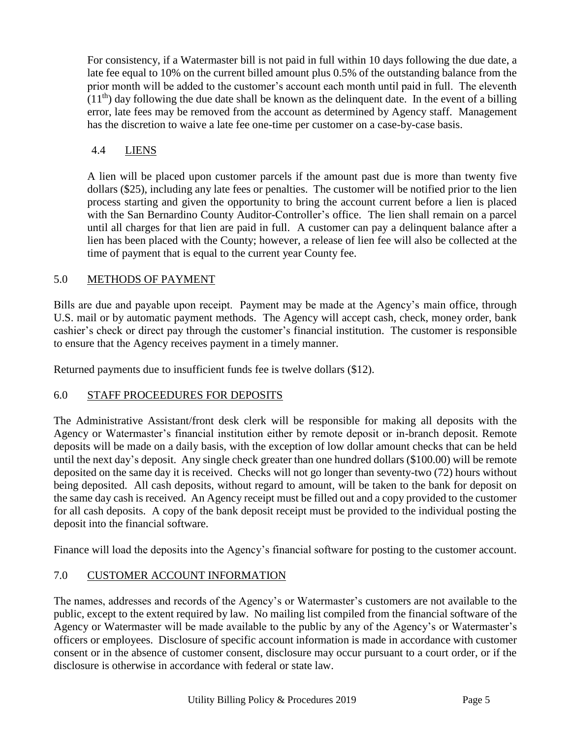For consistency, if a Watermaster bill is not paid in full within 10 days following the due date, a late fee equal to 10% on the current billed amount plus 0.5% of the outstanding balance from the prior month will be added to the customer's account each month until paid in full. The eleventh (11$^{th}$) day following the due date shall be known as the delinquent date. In the event of a billing error, late fees may be removed from the account as determined by Agency staff. Management has the discretion to waive a late fee one-time per customer on a case-by-case basis.

### 4.4 LIENS

A lien will be placed upon customer parcels if the amount past due is more than twenty five dollars ($25), including any late fees or penalties. The customer will be notified prior to the lien process starting and given the opportunity to bring the account current before a lien is placed with the San Bernardino County Auditor-Controller's office. The lien shall remain on a parcel until all charges for that lien are paid in full. A customer can pay a delinquent balance after a lien has been placed with the County; however, a release of lien fee will also be collected at the time of payment that is equal to the current year County fee.

## 5.0 METHODS OF PAYMENT

Bills are due and payable upon receipt. Payment may be made at the Agency's main office, through U.S. mail or by automatic payment methods. The Agency will accept cash, check, money order, bank cashier's check or direct pay through the customer's financial institution. The customer is responsible to ensure that the Agency receives payment in a timely manner.

Returned payments due to insufficient funds fee is twelve dollars ($12).

## 6.0 STAFF PROCEEDURES FOR DEPOSITS

The Administrative Assistant/front desk clerk will be responsible for making all deposits with the Agency or Watermaster's financial institution either by remote deposit or in-branch deposit. Remote deposits will be made on a daily basis, with the exception of low dollar amount checks that can be held until the next day's deposit. Any single check greater than one hundred dollars ($100.00) will be remote deposited on the same day it is received. Checks will not go longer than seventy-two (72) hours without being deposited. All cash deposits, without regard to amount, will be taken to the bank for deposit on the same day cash is received. An Agency receipt must be filled out and a copy provided to the customer for all cash deposits. A copy of the bank deposit receipt must be provided to the individual posting the deposit into the financial software.

Finance will load the deposits into the Agency's financial software for posting to the customer account.

## 7.0 CUSTOMER ACCOUNT INFORMATION

The names, addresses and records of the Agency's or Watermaster's customers are not available to the public, except to the extent required by law. No mailing list compiled from the financial software of the Agency or Watermaster will be made available to the public by any of the Agency's or Watermaster's officers or employees. Disclosure of specific account information is made in accordance with customer consent or in the absence of customer consent, disclosure may occur pursuant to a court order, or if the disclosure is otherwise in accordance with federal or state law.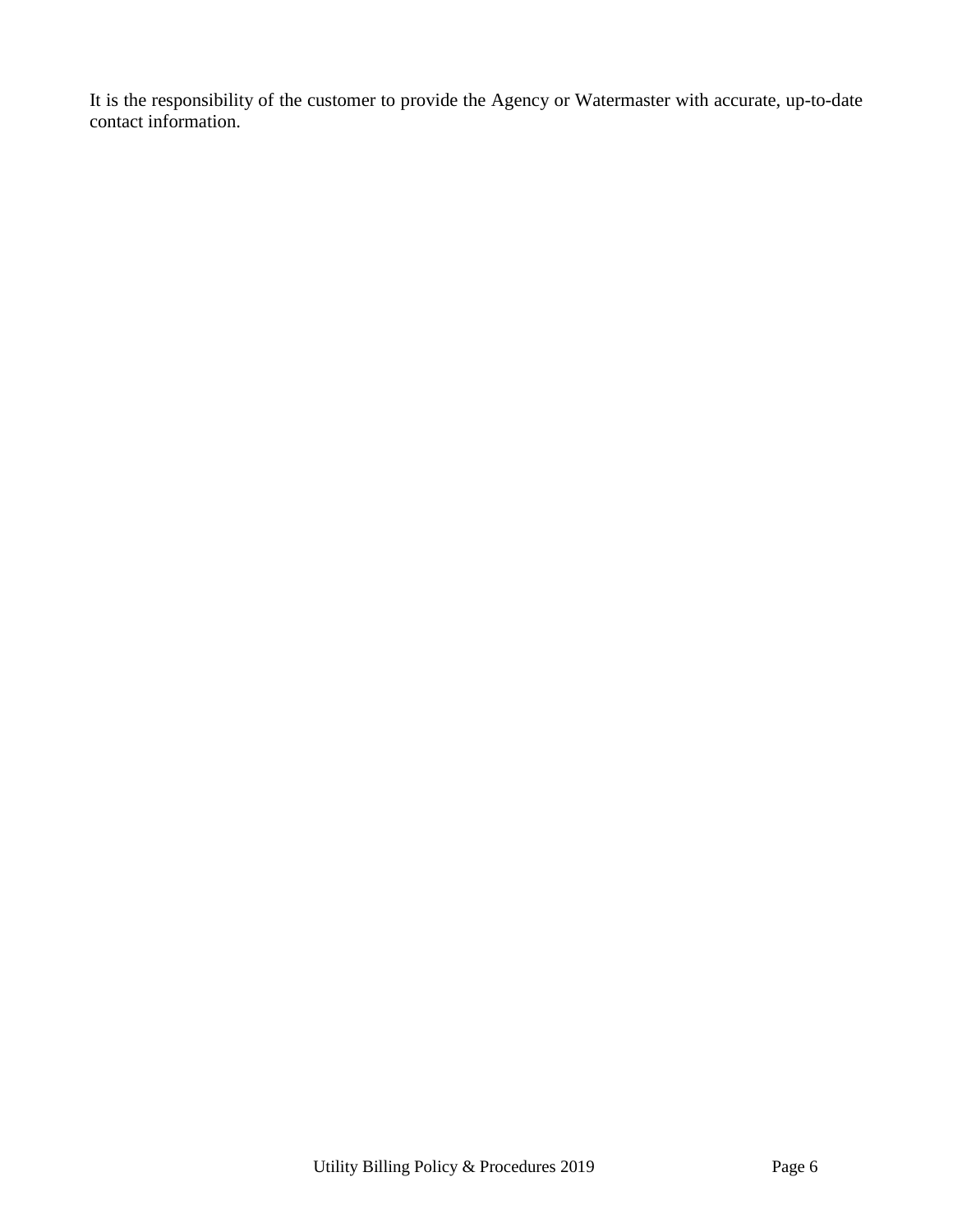It is the responsibility of the customer to provide the Agency or Watermaster with accurate, up-to-date contact information.